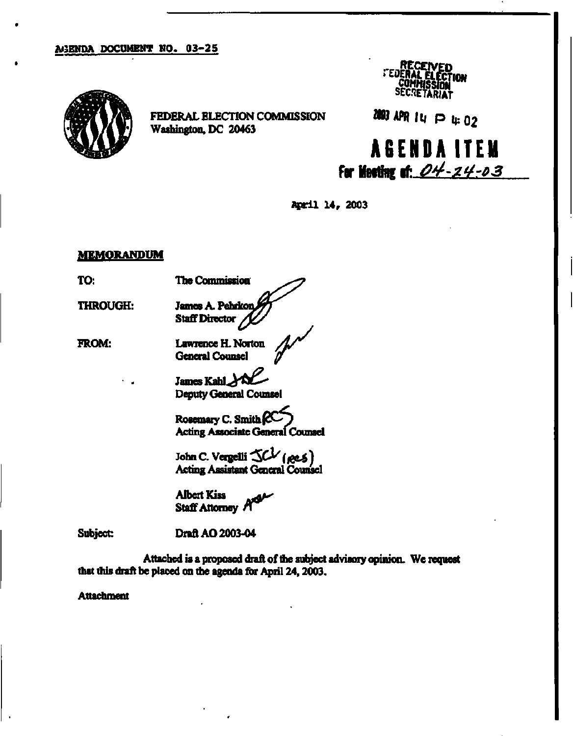AGENDA DOCUMENT NO. 03-25

FEDERAL ELECTION COMMISSION
Washington, DC 20463

RECEIVED
FEDERAL ELECTION COMMISSION
SECRETARIAT

2003 APR 14 P 4:02

**AGENDA ITEM**
**For Meeting of:** 04-24-03

April 14, 2003

**MEMORANDUM**

TO: The Commission

THROUGH: James A. Pehrkon
Staff Director

FROM: Lawrence H. Norton
General Counsel

James Kahl
Deputy General Counsel

Rosemary C. Smith
Acting Associate General Counsel

John C. Vergelli JCV (RCS)
Acting Assistant General Counsel

Albert Kiss
Staff Attorney

Subject: Draft AO 2003-04

Attached is a proposed draft of the subject advisory opinion. We request that this draft be placed on the agenda for April 24, 2003.

Attachment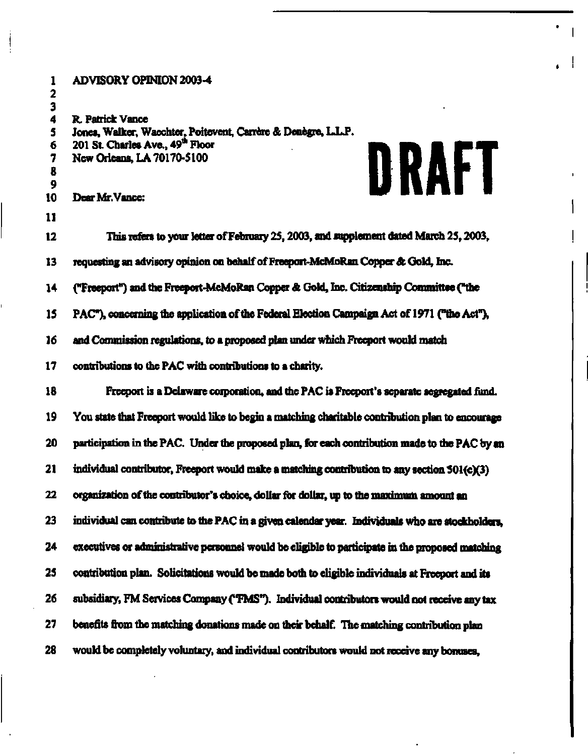ADVISORY OPINION 2003-4

R. Patrick Vance
Jones, Walker, Waechter, Poitevent, Carrère & Denègre, L.L.P.
201 St. Charles Ave., 49th Floor
New Orleans, LA 70170-5100

**DRAFT**

Dear Mr. Vance:

This refers to your letter of February 25, 2003, and supplement dated March 25, 2003, requesting an advisory opinion on behalf of Freeport-McMoRan Copper & Gold, Inc. ("Freeport") and the Freeport-McMoRan Copper & Gold, Inc. Citizenship Committee ("the PAC"), concerning the application of the Federal Election Campaign Act of 1971 ("the Act"), and Commission regulations, to a proposed plan under which Freeport would match contributions to the PAC with contributions to a charity.

Freeport is a Delaware corporation, and the PAC is Freeport's separate segregated fund. You state that Freeport would like to begin a matching charitable contribution plan to encourage participation in the PAC. Under the proposed plan, for each contribution made to the PAC by an individual contributor, Freeport would make a matching contribution to any section 501(c)(3) organization of the contributor's choice, dollar for dollar, up to the maximum amount an individual can contribute to the PAC in a given calendar year. Individuals who are stockholders, executives or administrative personnel would be eligible to participate in the proposed matching contribution plan. Solicitations would be made both to eligible individuals at Freeport and its subsidiary, FM Services Company ("FMS"). Individual contributors would not receive any tax benefits from the matching donations made on their behalf. The matching contribution plan would be completely voluntary, and individual contributors would not receive any bonuses,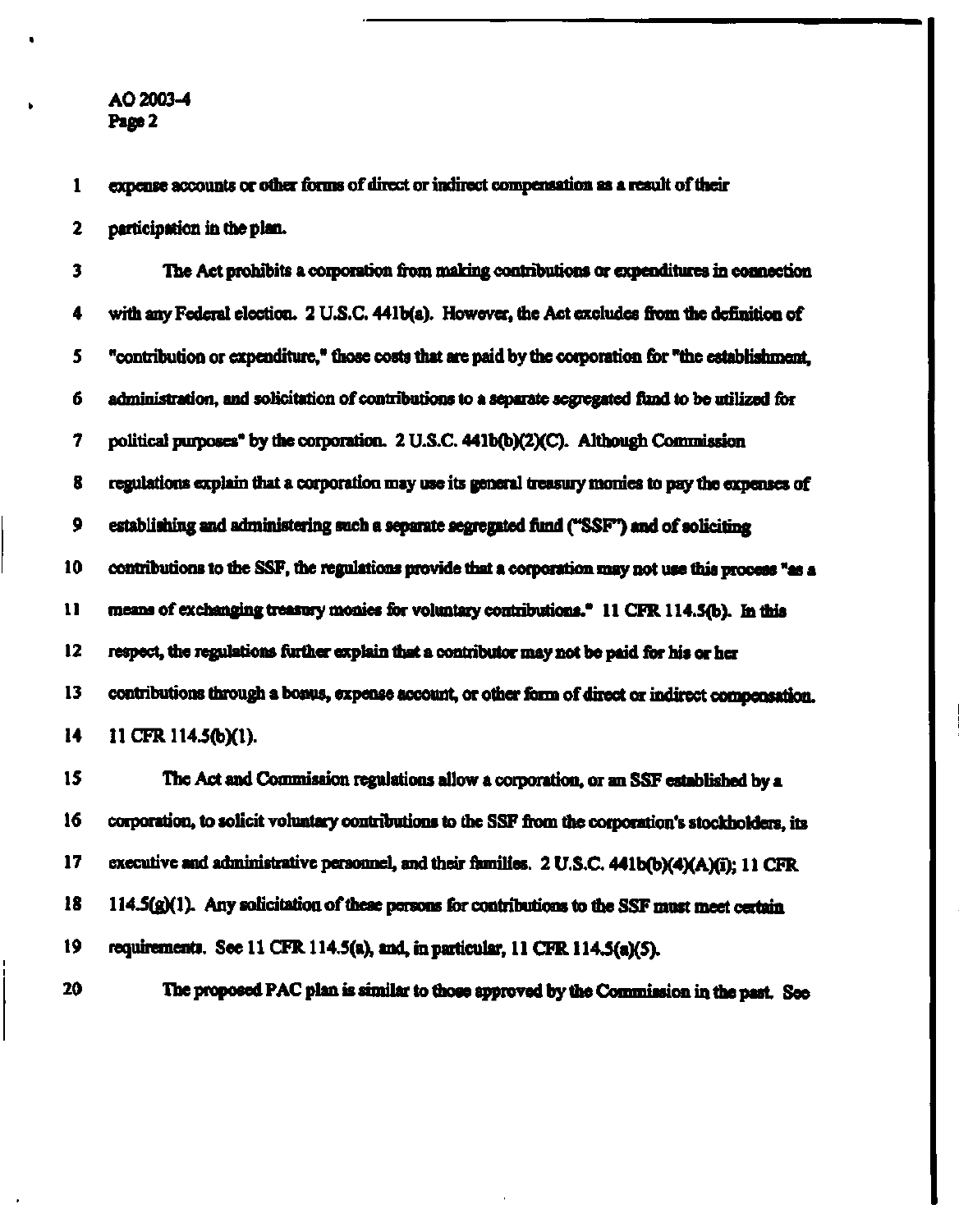expense accounts or other forms of direct or indirect compensation as a result of their participation in the plan.

The Act prohibits a corporation from making contributions or expenditures in connection with any Federal election. 2 U.S.C. 441b(a). However, the Act excludes from the definition of "contribution or expenditure," those costs that are paid by the corporation for "the establishment, administration, and solicitation of contributions to a separate segregated fund to be utilized for political purposes" by the corporation. 2 U.S.C. 441b(b)(2)(C). Although Commission regulations explain that a corporation may use its general treasury monies to pay the expenses of establishing and administering such a separate segregated fund ("SSF") and of soliciting contributions to the SSF, the regulations provide that a corporation may not use this process "as a means of exchanging treasury monies for voluntary contributions." 11 CFR 114.5(b). In this respect, the regulations further explain that a contributor may not be paid for his or her contributions through a bonus, expense account, or other form of direct or indirect compensation. 11 CFR 114.5(b)(1).

The Act and Commission regulations allow a corporation, or an SSF established by a corporation, to solicit voluntary contributions to the SSF from the corporation's stockholders, its executive and administrative personnel, and their families. 2 U.S.C. 441b(b)(4)(A)(i); 11 CFR 114.5(g)(1). Any solicitation of these persons for contributions to the SSF must meet certain requirements. See 11 CFR 114.5(a), and, in particular, 11 CFR 114.5(a)(5).

The proposed PAC plan is similar to those approved by the Commission in the past. See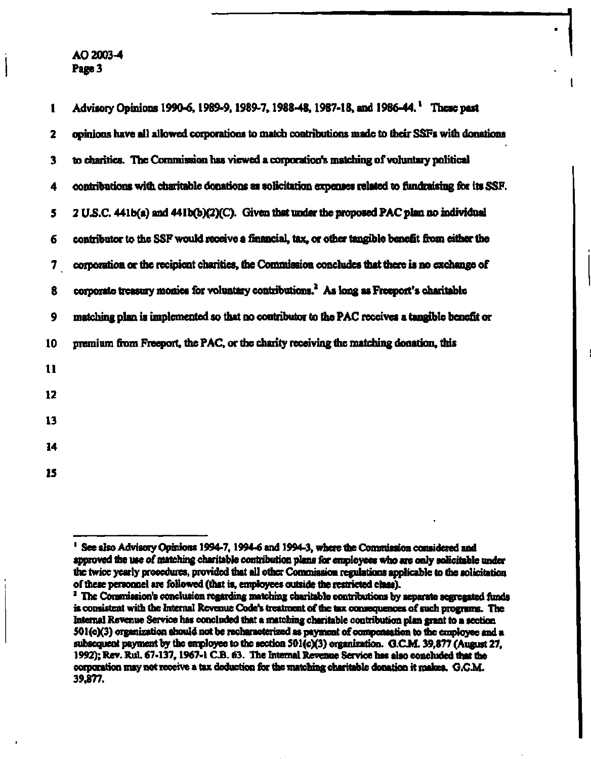Advisory Opinions 1990-6, 1989-9, 1989-7, 1988-48, 1987-18, and 1986-44.[1] These past opinions have all allowed corporations to match contributions made to their SSFs with donations to charities. The Commission has viewed a corporation's matching of voluntary political contributions with charitable donations as solicitation expenses related to fundraising for its SSF. 2 U.S.C. 441b(a) and 441b(b)(2)(C). Given that under the proposed PAC plan no individual contributor to the SSF would receive a financial, tax, or other tangible benefit from either the corporation or the recipient charities, the Commission concludes that there is no exchange of corporate treasury monies for voluntary contributions.[2] As long as Freeport's charitable matching plan is implemented so that no contributor to the PAC receives a tangible benefit or premium from Freeport, the PAC, or the charity receiving the matching donation, this

---

[1] See also Advisory Opinions 1994-7, 1994-6 and 1994-3, where the Commission considered and approved the use of matching charitable contribution plans for employees who are only solicitable under the twice yearly procedures, provided that all other Commission regulations applicable to the solicitation of these personnel are followed (that is, employees outside the restricted class).

[2] The Commission's conclusion regarding matching charitable contributions by separate segregated funds is consistent with the Internal Revenue Code's treatment of the tax consequences of such programs. The Internal Revenue Service has concluded that a matching charitable contribution plan grant to a section 501(c)(3) organization should not be recharacterized as payment of compensation to the employee and a subsequent payment by the employee to the section 501(c)(3) organization. G.C.M. 39,877 (August 27, 1992); Rev. Rul. 67-137, 1967-1 C.B. 63. The Internal Revenue Service has also concluded that the corporation may not receive a tax deduction for the matching charitable donation it makes. G.C.M. 39,877.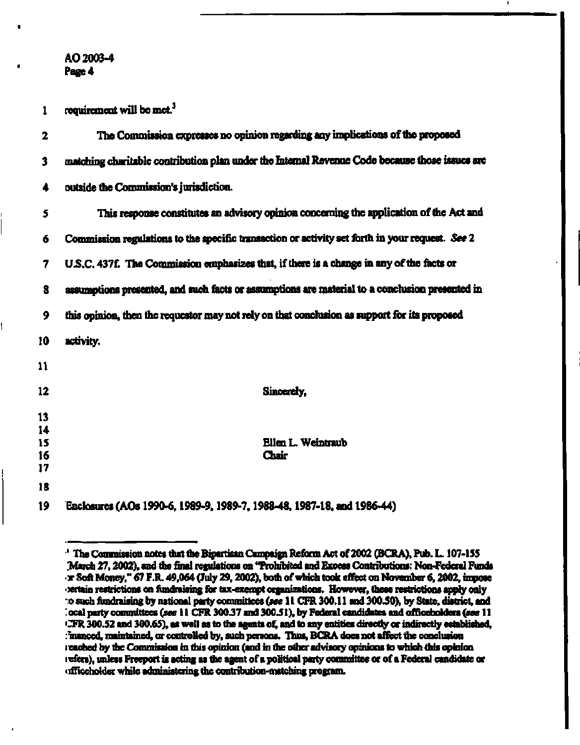requirement will be met.[3]

The Commission expresses no opinion regarding any implications of the proposed matching charitable contribution plan under the Internal Revenue Code because those issues are outside the Commission's jurisdiction.

This response constitutes an advisory opinion concerning the application of the Act and Commission regulations to the specific transaction or activity set forth in your request. *See* 2 U.S.C. 437f. The Commission emphasizes that, if there is a change in any of the facts or assumptions presented, and such facts or assumptions are material to a conclusion presented in this opinion, then the requestor may not rely on that conclusion as support for its proposed activity.

Sincerely,

Ellen L. Weintraub
Chair

Enclosures (AOs 1990-6, 1989-9, 1989-7, 1988-48, 1987-18, and 1986-44)

---

[3] The Commission notes that the Bipartisan Campaign Reform Act of 2002 (BCRA), Pub. L. 107-155 (March 27, 2002), and the final regulations on "Prohibited and Excess Contributions: Non-Federal Funds or Soft Money," 67 F.R. 49,064 (July 29, 2002), both of which took effect on November 6, 2002, impose certain restrictions on fundraising for tax-exempt organizations. However, these restrictions apply only to such fundraising by national party committees (*see* 11 CFR 300.11 and 300.50), by State, district, and local party committees (*see* 11 CFR 300.37 and 300.51), by Federal candidates and officeholders (*see* 11 CFR 300.52 and 300.65), as well as to the agents of, and to any entities directly or indirectly established, financed, maintained, or controlled by, such persons. Thus, BCRA does not affect the conclusion reached by the Commission in this opinion (and in the other advisory opinions to which this opinion refers), unless Freeport is acting as the agent of a political party committee or of a Federal candidate or officeholder while administering the contribution-matching program.